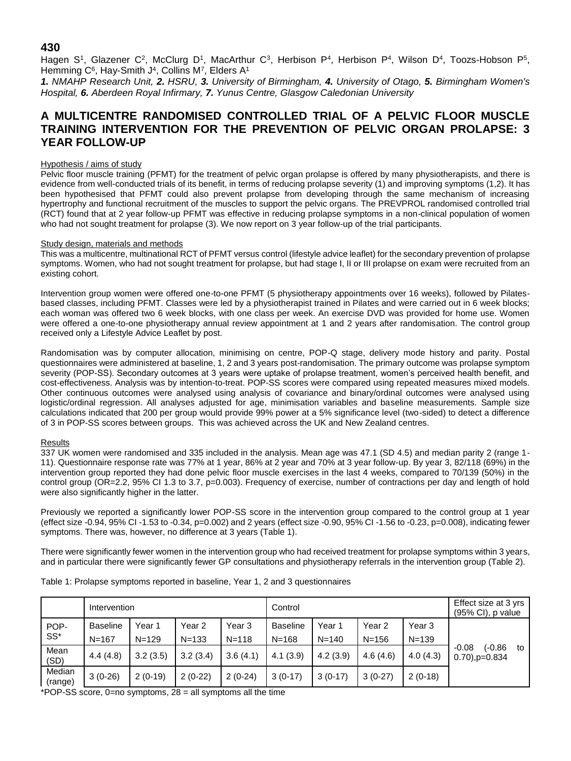**430**

Hagen S[1], Glazener C[2], McClurg D[1], MacArthur C[3], Herbison P[4], Herbison P[4], Wilson D[4], Toozs-Hobson P[5], Hemming C[6], Hay-Smith J[4], Collins M[7], Elders A[1]

***1.** NMAHP Research Unit, **2.** HSRU, **3.** University of Birmingham, **4.** University of Otago, **5.** Birmingham Women's Hospital, **6.** Aberdeen Royal Infirmary, **7.** Yunus Centre, Glasgow Caledonian University*

# A MULTICENTRE RANDOMISED CONTROLLED TRIAL OF A PELVIC FLOOR MUSCLE TRAINING INTERVENTION FOR THE PREVENTION OF PELVIC ORGAN PROLAPSE: 3 YEAR FOLLOW-UP

## Hypothesis / aims of study

Pelvic floor muscle training (PFMT) for the treatment of pelvic organ prolapse is offered by many physiotherapists, and there is evidence from well-conducted trials of its benefit, in terms of reducing prolapse severity (1) and improving symptoms (1,2). It has been hypothesised that PFMT could also prevent prolapse from developing through the same mechanism of increasing hypertrophy and functional recruitment of the muscles to support the pelvic organs. The PREVPROL randomised controlled trial (RCT) found that at 2 year follow-up PFMT was effective in reducing prolapse symptoms in a non-clinical population of women who had not sought treatment for prolapse (3). We now report on 3 year follow-up of the trial participants.

## Study design, materials and methods

This was a multicentre, multinational RCT of PFMT versus control (lifestyle advice leaflet) for the secondary prevention of prolapse symptoms. Women, who had not sought treatment for prolapse, but had stage I, II or III prolapse on exam were recruited from an existing cohort.

Intervention group women were offered one-to-one PFMT (5 physiotherapy appointments over 16 weeks), followed by Pilates-based classes, including PFMT. Classes were led by a physiotherapist trained in Pilates and were carried out in 6 week blocks; each woman was offered two 6 week blocks, with one class per week. An exercise DVD was provided for home use. Women were offered a one-to-one physiotherapy annual review appointment at 1 and 2 years after randomisation. The control group received only a Lifestyle Advice Leaflet by post.

Randomisation was by computer allocation, minimising on centre, POP-Q stage, delivery mode history and parity. Postal questionnaires were administered at baseline, 1, 2 and 3 years post-randomisation. The primary outcome was prolapse symptom severity (POP-SS). Secondary outcomes at 3 years were uptake of prolapse treatment, women's perceived health benefit, and cost-effectiveness. Analysis was by intention-to-treat. POP-SS scores were compared using repeated measures mixed models. Other continuous outcomes were analysed using analysis of covariance and binary/ordinal outcomes were analysed using logistic/ordinal regression. All analyses adjusted for age, minimisation variables and baseline measurements. Sample size calculations indicated that 200 per group would provide 99% power at a 5% significance level (two-sided) to detect a difference of 3 in POP-SS scores between groups. This was achieved across the UK and New Zealand centres.

## Results

337 UK women were randomised and 335 included in the analysis. Mean age was 47.1 (SD 4.5) and median parity 2 (range 1-11). Questionnaire response rate was 77% at 1 year, 86% at 2 year and 70% at 3 year follow-up. By year 3, 82/118 (69%) in the intervention group reported they had done pelvic floor muscle exercises in the last 4 weeks, compared to 70/139 (50%) in the control group (OR=2.2, 95% CI 1.3 to 3.7, p=0.003). Frequency of exercise, number of contractions per day and length of hold were also significantly higher in the latter.

Previously we reported a significantly lower POP-SS score in the intervention group compared to the control group at 1 year (effect size -0.94, 95% CI -1.53 to -0.34, p=0.002) and 2 years (effect size -0.90, 95% CI -1.56 to -0.23, p=0.008), indicating fewer symptoms. There was, however, no difference at 3 years (Table 1).

There were significantly fewer women in the intervention group who had received treatment for prolapse symptoms within 3 years, and in particular there were significantly fewer GP consultations and physiotherapy referrals in the intervention group (Table 2).

Table 1: Prolapse symptoms reported in baseline, Year 1, 2 and 3 questionnaires

| | Intervention | | | | Control | | | | Effect size at 3 yrs (95% CI), p value |
|---|---|---|---|---|---|---|---|---|---|
| POP-SS* | Baseline N=167 | Year 1 N=129 | Year 2 N=133 | Year 3 N=118 | Baseline N=168 | Year 1 N=140 | Year 2 N=156 | Year 3 N=139 | -0.08 (-0.86 to 0.70),p=0.834 |
| Mean (SD) | 4.4 (4.8) | 3.2 (3.5) | 3.2 (3.4) | 3.6 (4.1) | 4.1 (3.9) | 4.2 (3.9) | 4.6 (4.6) | 4.0 (4.3) | |
| Median (range) | 3 (0-26) | 2 (0-19) | 2 (0-22) | 2 (0-24) | 3 (0-17) | 3 (0-17) | 3 (0-27) | 2 (0-18) | |

*POP-SS score, 0=no symptoms, 28 = all symptoms all the time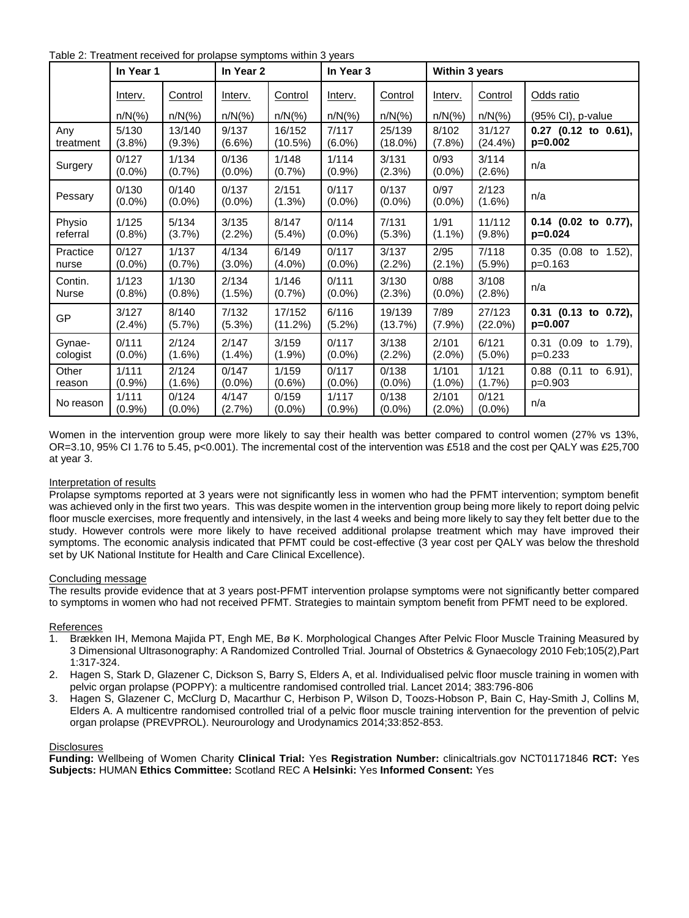Table 2: Treatment received for prolapse symptoms within 3 years

| | In Year 1 | | In Year 2 | | In Year 3 | | Within 3 years | | |
|---|---|---|---|---|---|---|---|---|---|
| | Interv. n/N(%) | Control n/N(%) | Interv. n/N(%) | Control n/N(%) | Interv. n/N(%) | Control n/N(%) | Interv. n/N(%) | Control n/N(%) | Odds ratio (95% CI), p-value |
| Any treatment | 5/130 (3.8%) | 13/140 (9.3%) | 9/137 (6.6%) | 16/152 (10.5%) | 7/117 (6.0%) | 25/139 (18.0%) | 8/102 (7.8%) | 31/127 (24.4%) | **0.27 (0.12 to 0.61), p=0.002** |
| Surgery | 0/127 (0.0%) | 1/134 (0.7%) | 0/136 (0.0%) | 1/148 (0.7%) | 1/114 (0.9%) | 3/131 (2.3%) | 0/93 (0.0%) | 3/114 (2.6%) | n/a |
| Pessary | 0/130 (0.0%) | 0/140 (0.0%) | 0/137 (0.0%) | 2/151 (1.3%) | 0/117 (0.0%) | 0/137 (0.0%) | 0/97 (0.0%) | 2/123 (1.6%) | n/a |
| Physio referral | 1/125 (0.8%) | 5/134 (3.7%) | 3/135 (2.2%) | 8/147 (5.4%) | 0/114 (0.0%) | 7/131 (5.3%) | 1/91 (1.1%) | 11/112 (9.8%) | **0.14 (0.02 to 0.77), p=0.024** |
| Practice nurse | 0/127 (0.0%) | 1/137 (0.7%) | 4/134 (3.0%) | 6/149 (4.0%) | 0/117 (0.0%) | 3/137 (2.2%) | 2/95 (2.1%) | 7/118 (5.9%) | 0.35 (0.08 to 1.52), p=0.163 |
| Contin. Nurse | 1/123 (0.8%) | 1/130 (0.8%) | 2/134 (1.5%) | 1/146 (0.7%) | 0/111 (0.0%) | 3/130 (2.3%) | 0/88 (0.0%) | 3/108 (2.8%) | n/a |
| GP | 3/127 (2.4%) | 8/140 (5.7%) | 7/132 (5.3%) | 17/152 (11.2%) | 6/116 (5.2%) | 19/139 (13.7%) | 7/89 (7.9%) | 27/123 (22.0%) | **0.31 (0.13 to 0.72), p=0.007** |
| Gynae-cologist | 0/111 (0.0%) | 2/124 (1.6%) | 2/147 (1.4%) | 3/159 (1.9%) | 0/117 (0.0%) | 3/138 (2.2%) | 2/101 (2.0%) | 6/121 (5.0%) | 0.31 (0.09 to 1.79), p=0.233 |
| Other reason | 1/111 (0.9%) | 2/124 (1.6%) | 0/147 (0.0%) | 1/159 (0.6%) | 0/117 (0.0%) | 0/138 (0.0%) | 1/101 (1.0%) | 1/121 (1.7%) | 0.88 (0.11 to 6.91), p=0.903 |
| No reason | 1/111 (0.9%) | 0/124 (0.0%) | 4/147 (2.7%) | 0/159 (0.0%) | 1/117 (0.9%) | 0/138 (0.0%) | 2/101 (2.0%) | 0/121 (0.0%) | n/a |

Women in the intervention group were more likely to say their health was better compared to control women (27% vs 13%, OR=3.10, 95% CI 1.76 to 5.45, p<0.001). The incremental cost of the intervention was £518 and the cost per QALY was £25,700 at year 3.

Interpretation of results

Prolapse symptoms reported at 3 years were not significantly less in women who had the PFMT intervention; symptom benefit was achieved only in the first two years. This was despite women in the intervention group being more likely to report doing pelvic floor muscle exercises, more frequently and intensively, in the last 4 weeks and being more likely to say they felt better due to the study. However controls were more likely to have received additional prolapse treatment which may have improved their symptoms. The economic analysis indicated that PFMT could be cost-effective (3 year cost per QALY was below the threshold set by UK National Institute for Health and Care Clinical Excellence).

Concluding message

The results provide evidence that at 3 years post-PFMT intervention prolapse symptoms were not significantly better compared to symptoms in women who had not received PFMT. Strategies to maintain symptom benefit from PFMT need to be explored.

References

1. Brækken IH, Memona Majida PT, Engh ME, Bø K. Morphological Changes After Pelvic Floor Muscle Training Measured by 3 Dimensional Ultrasonography: A Randomized Controlled Trial. Journal of Obstetrics & Gynaecology 2010 Feb;105(2),Part 1:317-324.
2. Hagen S, Stark D, Glazener C, Dickson S, Barry S, Elders A, et al. Individualised pelvic floor muscle training in women with pelvic organ prolapse (POPPY): a multicentre randomised controlled trial. Lancet 2014; 383:796-806
3. Hagen S, Glazener C, McClurg D, Macarthur C, Herbison P, Wilson D, Toozs-Hobson P, Bain C, Hay-Smith J, Collins M, Elders A. A multicentre randomised controlled trial of a pelvic floor muscle training intervention for the prevention of pelvic organ prolapse (PREVPROL). Neurourology and Urodynamics 2014;33:852-853.

Disclosures

**Funding:** Wellbeing of Women Charity **Clinical Trial:** Yes **Registration Number:** clinicaltrials.gov NCT01171846 **RCT:** Yes **Subjects:** HUMAN **Ethics Committee:** Scotland REC A **Helsinki:** Yes **Informed Consent:** Yes